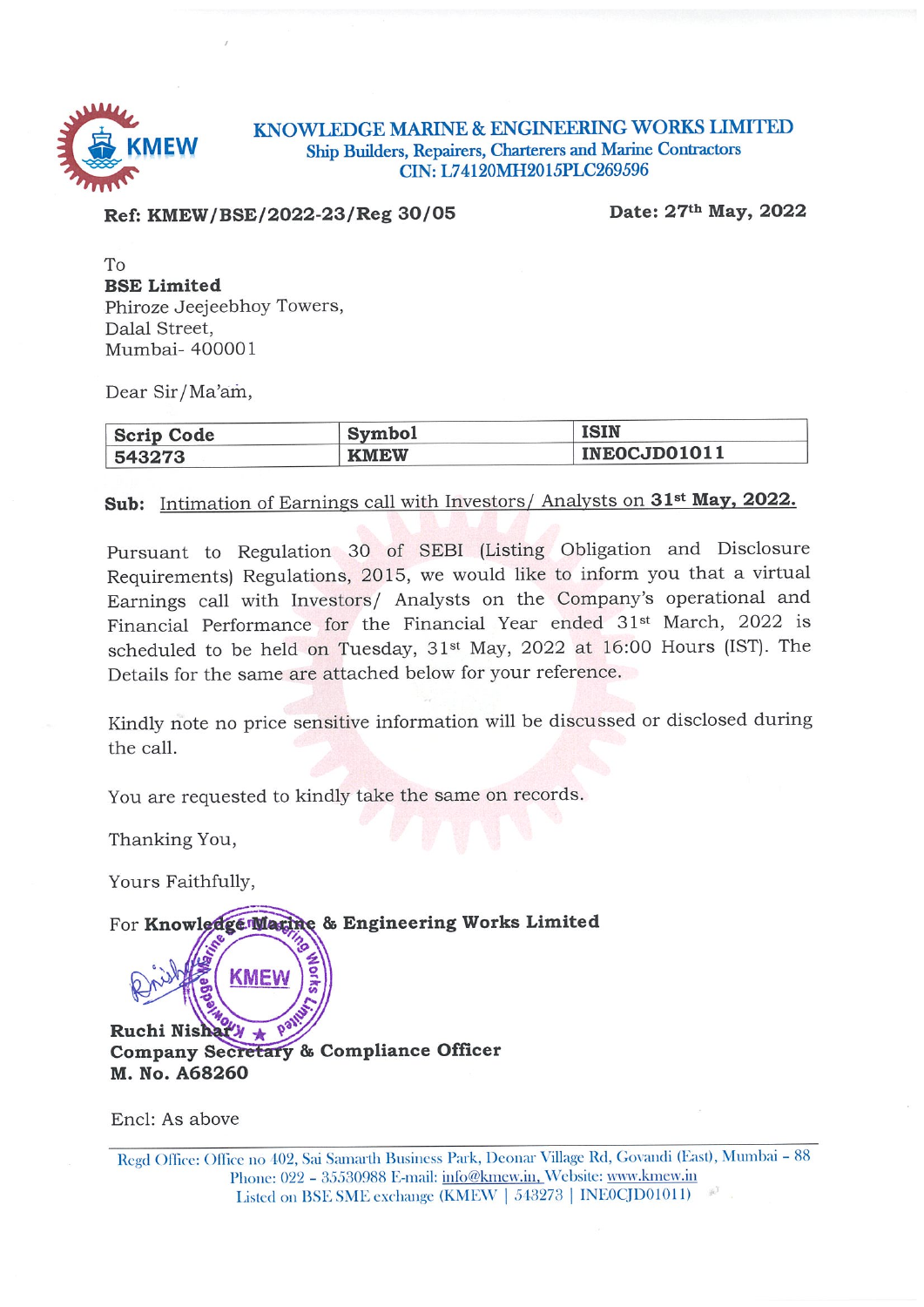# KNOWLEDGE MARINE & ENGINEERING WORKS LIMITED

Ship Builders, Repairers, Charterers and Marine Contractors

CIN: L74120MH2015PLC269596

**Ref: KMEW/BSE/2022-23/Reg 30/05** **Date: 27th May, 2022**

To

**BSE Limited**

Phiroze Jeejeebhoy Towers,

Dalal Street,

Mumbai- 400001

Dear Sir/Ma'am,

| Scrip Code | Symbol | ISIN |
|---|---|---|
| 543273 | KMEW | INE0CJD01011 |

**Sub:** Intimation of Earnings call with Investors/ Analysts on **31st May, 2022.**

Pursuant to Regulation 30 of SEBI (Listing Obligation and Disclosure Requirements) Regulations, 2015, we would like to inform you that a virtual Earnings call with Investors/ Analysts on the Company's operational and Financial Performance for the Financial Year ended 31st March, 2022 is scheduled to be held on Tuesday, 31st May, 2022 at 16:00 Hours (IST). The Details for the same are attached below for your reference.

Kindly note no price sensitive information will be discussed or disclosed during the call.

You are requested to kindly take the same on records.

Thanking You,

Yours Faithfully,

For **Knowledge Marine & Engineering Works Limited**

**Ruchi Nishar**
**Company Secretary & Compliance Officer**
**M. No. A68260**

Encl: As above

Regd Office: Office no 402, Sai Samarth Business Park, Deonar Village Rd, Govandi (East), Mumbai - 88
Phone: 022 - 35530988 E-mail: info@kmew.in, Website: www.kmew.in
Listed on BSE SME exchange (KMEW | 543273 | INE0CJD01011)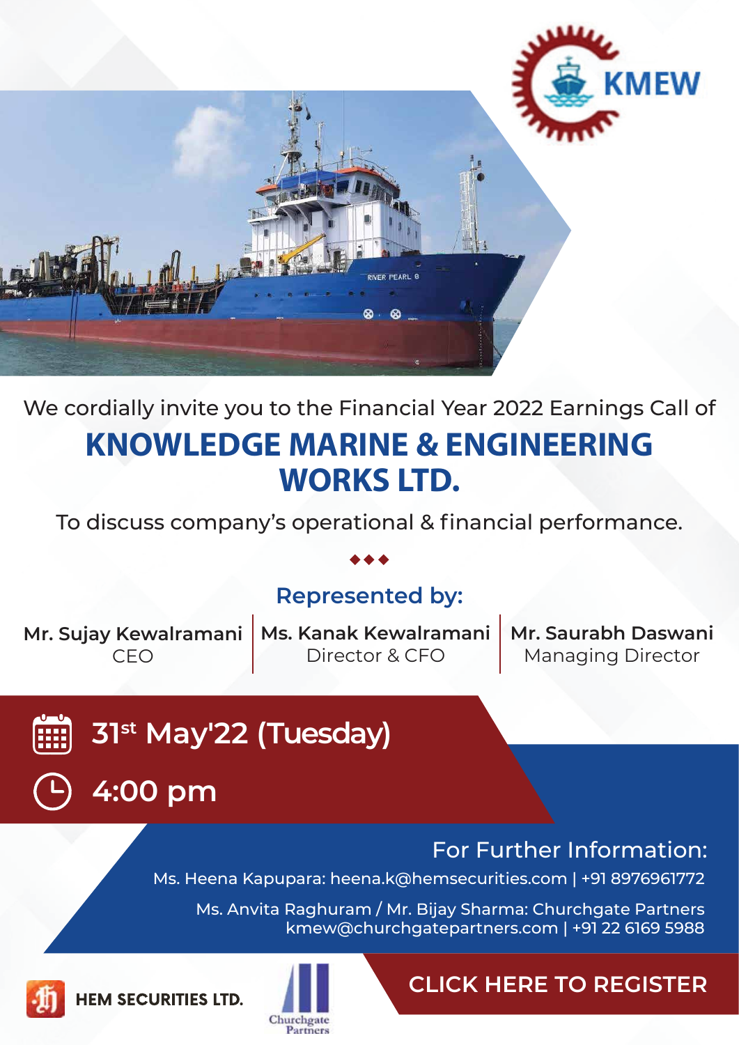KMEW

We cordially invite you to the Financial Year 2022 Earnings Call of

# KNOWLEDGE MARINE & ENGINEERING WORKS LTD.

To discuss company's operational & financial performance.

## Represented by:

**Mr. Sujay Kewalramani**
CEO

**Ms. Kanak Kewalramani**
Director & CFO

**Mr. Saurabh Daswani**
Managing Director

**31st May'22 (Tuesday)**

**4:00 pm**

### For Further Information:

Ms. Heena Kapupara: heena.k@hemsecurities.com | +91 8976961772

Ms. Anvita Raghuram / Mr. Bijay Sharma: Churchgate Partners
kmew@churchgatepartners.com | +91 22 6169 5988

HEM SECURITIES LTD.

Churchgate Partners

**CLICK HERE TO REGISTER**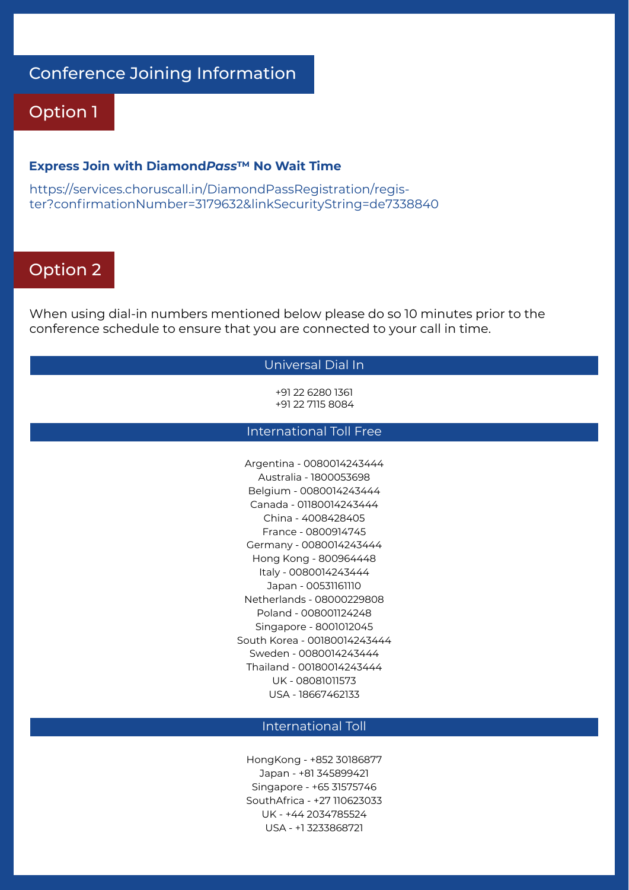# Conference Joining Information

## Option 1

**Express Join with Diamond*Pass*™ No Wait Time**

https://services.choruscall.in/DiamondPassRegistration/register?confirmationNumber=3179632&linkSecurityString=de7338840

## Option 2

When using dial-in numbers mentioned below please do so 10 minutes prior to the conference schedule to ensure that you are connected to your call in time.

### Universal Dial In

+91 22 6280 1361
+91 22 7115 8084

### International Toll Free

Argentina - 0080014243444
Australia - 1800053698
Belgium - 0080014243444
Canada - 01180014243444
China - 4008428405
France - 0800914745
Germany - 0080014243444
Hong Kong - 800964448
Italy - 0080014243444
Japan - 00531161110
Netherlands - 08000229808
Poland - 008001124248
Singapore - 8001012045
South Korea - 00180014243444
Sweden - 0080014243444
Thailand - 00180014243444
UK - 08081011573
USA - 18667462133

### International Toll

HongKong - +852 30186877
Japan - +81 345899421
Singapore - +65 31575746
SouthAfrica - +27 110623033
UK - +44 2034785524
USA - +1 3233868721